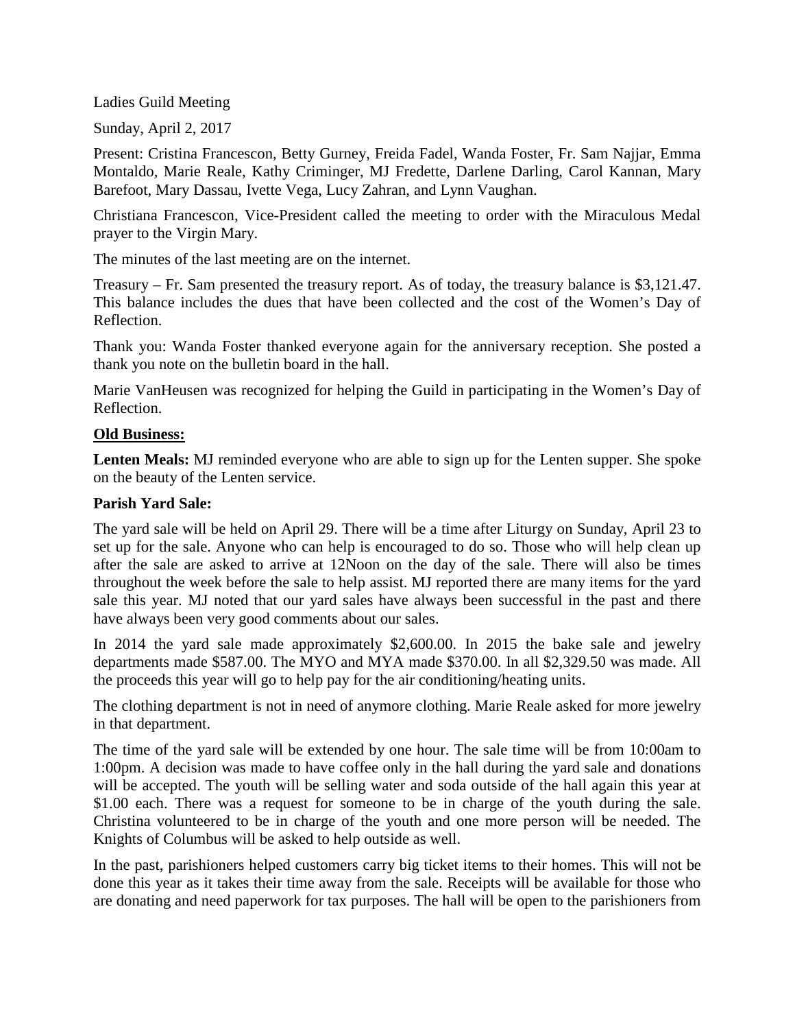Ladies Guild Meeting

Sunday, April 2, 2017

Present: Cristina Francescon, Betty Gurney, Freida Fadel, Wanda Foster, Fr. Sam Najjar, Emma Montaldo, Marie Reale, Kathy Criminger, MJ Fredette, Darlene Darling, Carol Kannan, Mary Barefoot, Mary Dassau, Ivette Vega, Lucy Zahran, and Lynn Vaughan.

Christiana Francescon, Vice-President called the meeting to order with the Miraculous Medal prayer to the Virgin Mary.

The minutes of the last meeting are on the internet.

Treasury – Fr. Sam presented the treasury report. As of today, the treasury balance is $3,121.47. This balance includes the dues that have been collected and the cost of the Women's Day of Reflection.

Thank you: Wanda Foster thanked everyone again for the anniversary reception. She posted a thank you note on the bulletin board in the hall.

Marie VanHeusen was recognized for helping the Guild in participating in the Women's Day of Reflection.

**Old Business:**

**Lenten Meals:** MJ reminded everyone who are able to sign up for the Lenten supper. She spoke on the beauty of the Lenten service.

**Parish Yard Sale:**

The yard sale will be held on April 29. There will be a time after Liturgy on Sunday, April 23 to set up for the sale. Anyone who can help is encouraged to do so. Those who will help clean up after the sale are asked to arrive at 12Noon on the day of the sale. There will also be times throughout the week before the sale to help assist. MJ reported there are many items for the yard sale this year. MJ noted that our yard sales have always been successful in the past and there have always been very good comments about our sales.

In 2014 the yard sale made approximately $2,600.00. In 2015 the bake sale and jewelry departments made $587.00. The MYO and MYA made $370.00. In all $2,329.50 was made. All the proceeds this year will go to help pay for the air conditioning/heating units.

The clothing department is not in need of anymore clothing. Marie Reale asked for more jewelry in that department.

The time of the yard sale will be extended by one hour. The sale time will be from 10:00am to 1:00pm. A decision was made to have coffee only in the hall during the yard sale and donations will be accepted. The youth will be selling water and soda outside of the hall again this year at $1.00 each. There was a request for someone to be in charge of the youth during the sale. Christina volunteered to be in charge of the youth and one more person will be needed. The Knights of Columbus will be asked to help outside as well.

In the past, parishioners helped customers carry big ticket items to their homes. This will not be done this year as it takes their time away from the sale. Receipts will be available for those who are donating and need paperwork for tax purposes. The hall will be open to the parishioners from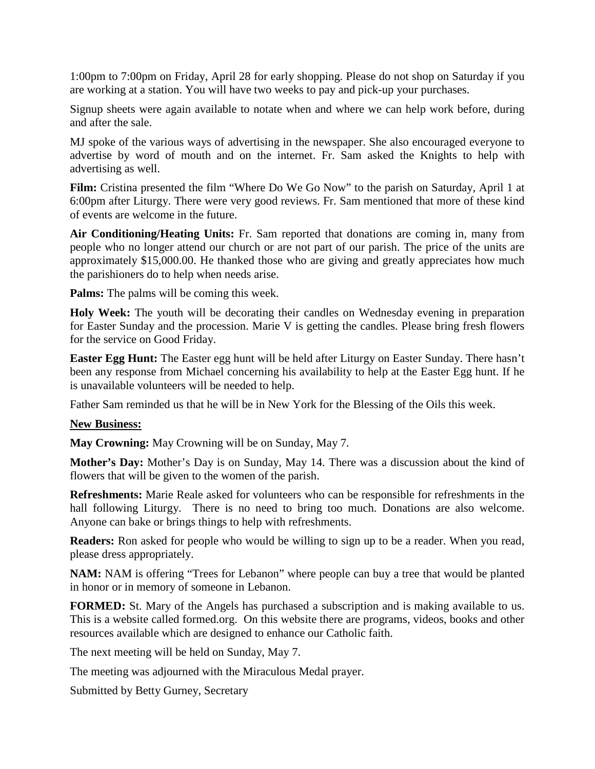1:00pm to 7:00pm on Friday, April 28 for early shopping. Please do not shop on Saturday if you are working at a station. You will have two weeks to pay and pick-up your purchases.

Signup sheets were again available to notate when and where we can help work before, during and after the sale.

MJ spoke of the various ways of advertising in the newspaper. She also encouraged everyone to advertise by word of mouth and on the internet. Fr. Sam asked the Knights to help with advertising as well.

**Film:** Cristina presented the film "Where Do We Go Now" to the parish on Saturday, April 1 at 6:00pm after Liturgy. There were very good reviews. Fr. Sam mentioned that more of these kind of events are welcome in the future.

**Air Conditioning/Heating Units:** Fr. Sam reported that donations are coming in, many from people who no longer attend our church or are not part of our parish. The price of the units are approximately $15,000.00. He thanked those who are giving and greatly appreciates how much the parishioners do to help when needs arise.

**Palms:** The palms will be coming this week.

**Holy Week:** The youth will be decorating their candles on Wednesday evening in preparation for Easter Sunday and the procession. Marie V is getting the candles. Please bring fresh flowers for the service on Good Friday.

**Easter Egg Hunt:** The Easter egg hunt will be held after Liturgy on Easter Sunday. There hasn't been any response from Michael concerning his availability to help at the Easter Egg hunt. If he is unavailable volunteers will be needed to help.

Father Sam reminded us that he will be in New York for the Blessing of the Oils this week.

**New Business:**

**May Crowning:** May Crowning will be on Sunday, May 7.

**Mother's Day:** Mother's Day is on Sunday, May 14. There was a discussion about the kind of flowers that will be given to the women of the parish.

**Refreshments:** Marie Reale asked for volunteers who can be responsible for refreshments in the hall following Liturgy. There is no need to bring too much. Donations are also welcome. Anyone can bake or brings things to help with refreshments.

**Readers:** Ron asked for people who would be willing to sign up to be a reader. When you read, please dress appropriately.

**NAM:** NAM is offering "Trees for Lebanon" where people can buy a tree that would be planted in honor or in memory of someone in Lebanon.

**FORMED:** St. Mary of the Angels has purchased a subscription and is making available to us. This is a website called formed.org. On this website there are programs, videos, books and other resources available which are designed to enhance our Catholic faith.

The next meeting will be held on Sunday, May 7.

The meeting was adjourned with the Miraculous Medal prayer.

Submitted by Betty Gurney, Secretary